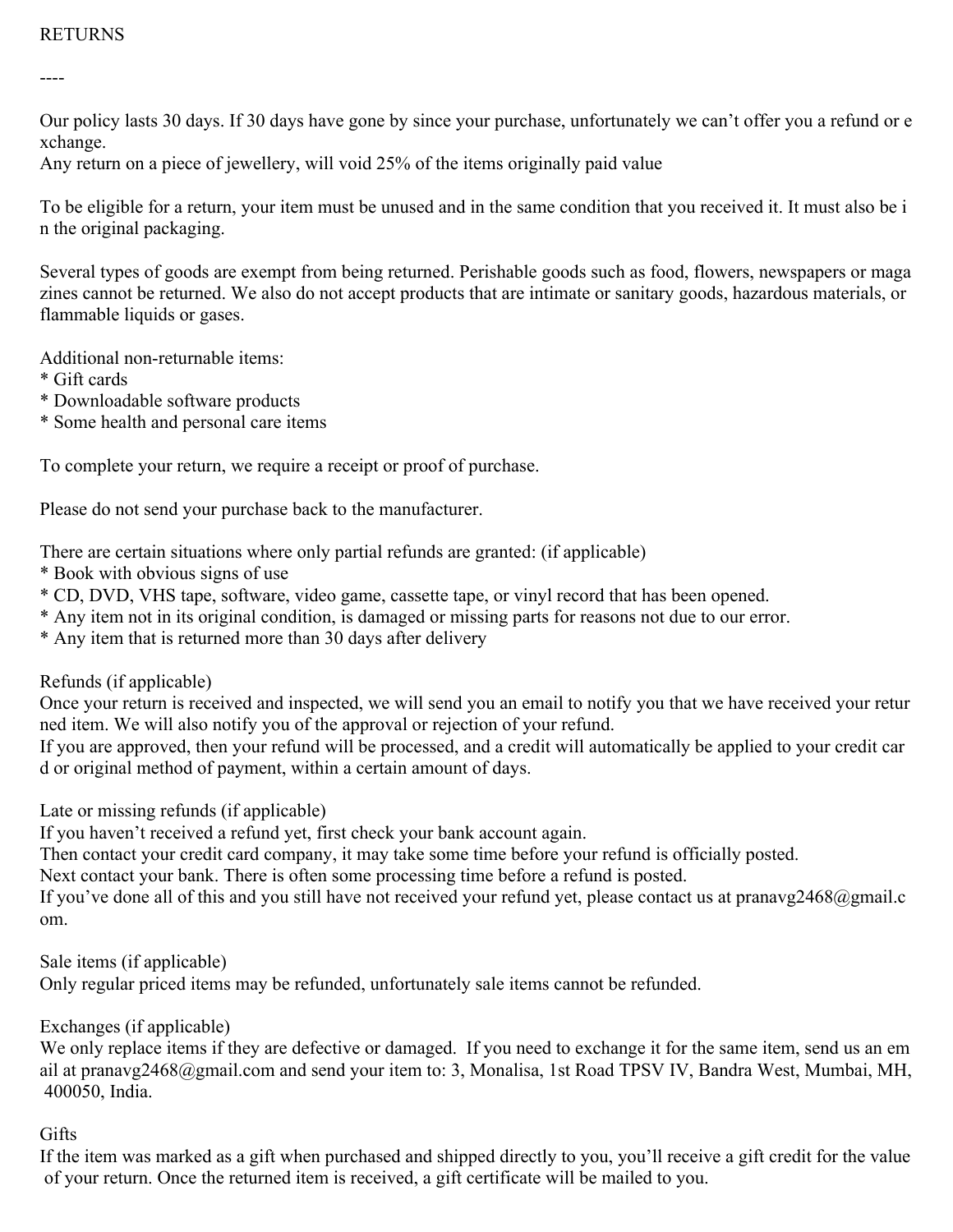RETURNS

----

Our policy lasts 30 days. If 30 days have gone by since your purchase, unfortunately we can't offer you a refund or exchange.
Any return on a piece of jewellery, will void 25% of the items originally paid value

To be eligible for a return, your item must be unused and in the same condition that you received it. It must also be in the original packaging.

Several types of goods are exempt from being returned. Perishable goods such as food, flowers, newspapers or magazines cannot be returned. We also do not accept products that are intimate or sanitary goods, hazardous materials, or flammable liquids or gases.

Additional non-returnable items:
* Gift cards
* Downloadable software products
* Some health and personal care items

To complete your return, we require a receipt or proof of purchase.

Please do not send your purchase back to the manufacturer.

There are certain situations where only partial refunds are granted: (if applicable)
* Book with obvious signs of use
* CD, DVD, VHS tape, software, video game, cassette tape, or vinyl record that has been opened.
* Any item not in its original condition, is damaged or missing parts for reasons not due to our error.
* Any item that is returned more than 30 days after delivery

Refunds (if applicable)
Once your return is received and inspected, we will send you an email to notify you that we have received your returned item. We will also notify you of the approval or rejection of your refund.
If you are approved, then your refund will be processed, and a credit will automatically be applied to your credit card or original method of payment, within a certain amount of days.

Late or missing refunds (if applicable)
If you haven't received a refund yet, first check your bank account again.
Then contact your credit card company, it may take some time before your refund is officially posted.
Next contact your bank. There is often some processing time before a refund is posted.
If you've done all of this and you still have not received your refund yet, please contact us at pranavg2468@gmail.com.

Sale items (if applicable)
Only regular priced items may be refunded, unfortunately sale items cannot be refunded.

Exchanges (if applicable)
We only replace items if they are defective or damaged. If you need to exchange it for the same item, send us an email at pranavg2468@gmail.com and send your item to: 3, Monalisa, 1st Road TPSV IV, Bandra West, Mumbai, MH, 400050, India.

Gifts
If the item was marked as a gift when purchased and shipped directly to you, you'll receive a gift credit for the value of your return. Once the returned item is received, a gift certificate will be mailed to you.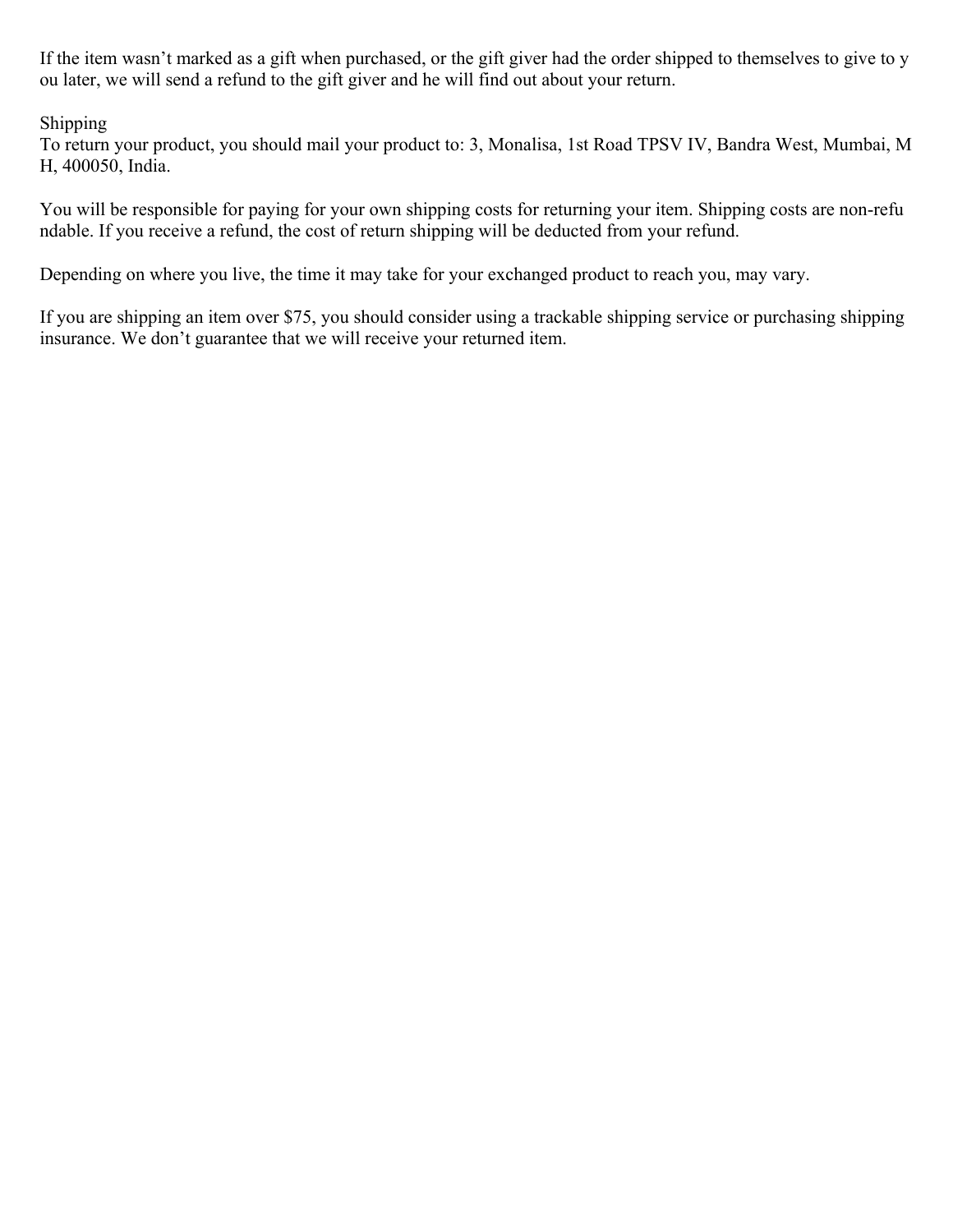If the item wasn't marked as a gift when purchased, or the gift giver had the order shipped to themselves to give to you later, we will send a refund to the gift giver and he will find out about your return.

## Shipping

To return your product, you should mail your product to: 3, Monalisa, 1st Road TPSV IV, Bandra West, Mumbai, MH, 400050, India.

You will be responsible for paying for your own shipping costs for returning your item. Shipping costs are non-refundable. If you receive a refund, the cost of return shipping will be deducted from your refund.

Depending on where you live, the time it may take for your exchanged product to reach you, may vary.

If you are shipping an item over $75, you should consider using a trackable shipping service or purchasing shipping insurance. We don't guarantee that we will receive your returned item.